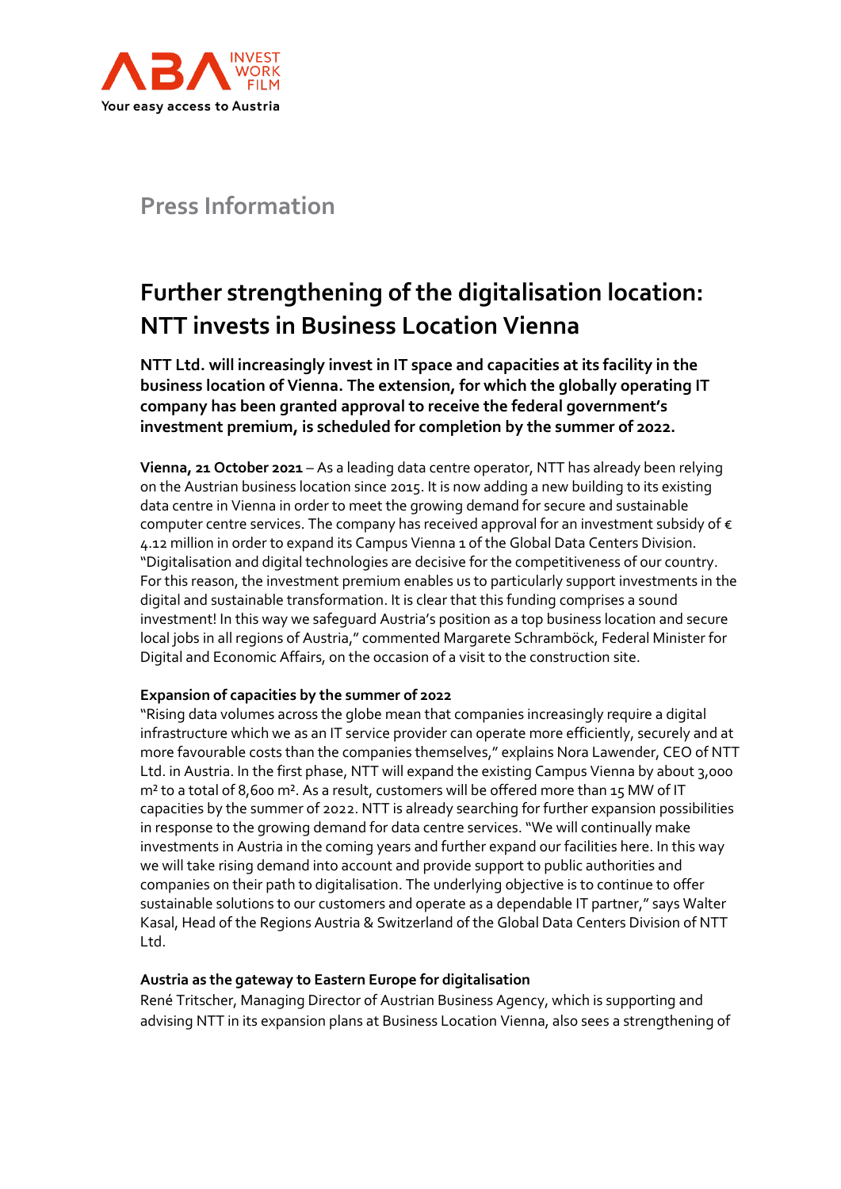ABA INVEST WORK FILM

Your easy access to Austria

## Press Information

# Further strengthening of the digitalisation location: NTT invests in Business Location Vienna

**NTT Ltd. will increasingly invest in IT space and capacities at its facility in the business location of Vienna. The extension, for which the globally operating IT company has been granted approval to receive the federal government's investment premium, is scheduled for completion by the summer of 2022.**

**Vienna, 21 October 2021** – As a leading data centre operator, NTT has already been relying on the Austrian business location since 2015. It is now adding a new building to its existing data centre in Vienna in order to meet the growing demand for secure and sustainable computer centre services. The company has received approval for an investment subsidy of € 4.12 million in order to expand its Campus Vienna 1 of the Global Data Centers Division. "Digitalisation and digital technologies are decisive for the competitiveness of our country. For this reason, the investment premium enables us to particularly support investments in the digital and sustainable transformation. It is clear that this funding comprises a sound investment! In this way we safeguard Austria's position as a top business location and secure local jobs in all regions of Austria," commented Margarete Schramböck, Federal Minister for Digital and Economic Affairs, on the occasion of a visit to the construction site.

### Expansion of capacities by the summer of 2022

"Rising data volumes across the globe mean that companies increasingly require a digital infrastructure which we as an IT service provider can operate more efficiently, securely and at more favourable costs than the companies themselves," explains Nora Lawender, CEO of NTT Ltd. in Austria. In the first phase, NTT will expand the existing Campus Vienna by about 3,000 m² to a total of 8,600 m². As a result, customers will be offered more than 15 MW of IT capacities by the summer of 2022. NTT is already searching for further expansion possibilities in response to the growing demand for data centre services. "We will continually make investments in Austria in the coming years and further expand our facilities here. In this way we will take rising demand into account and provide support to public authorities and companies on their path to digitalisation. The underlying objective is to continue to offer sustainable solutions to our customers and operate as a dependable IT partner," says Walter Kasal, Head of the Regions Austria & Switzerland of the Global Data Centers Division of NTT Ltd.

### Austria as the gateway to Eastern Europe for digitalisation

René Tritscher, Managing Director of Austrian Business Agency, which is supporting and advising NTT in its expansion plans at Business Location Vienna, also sees a strengthening of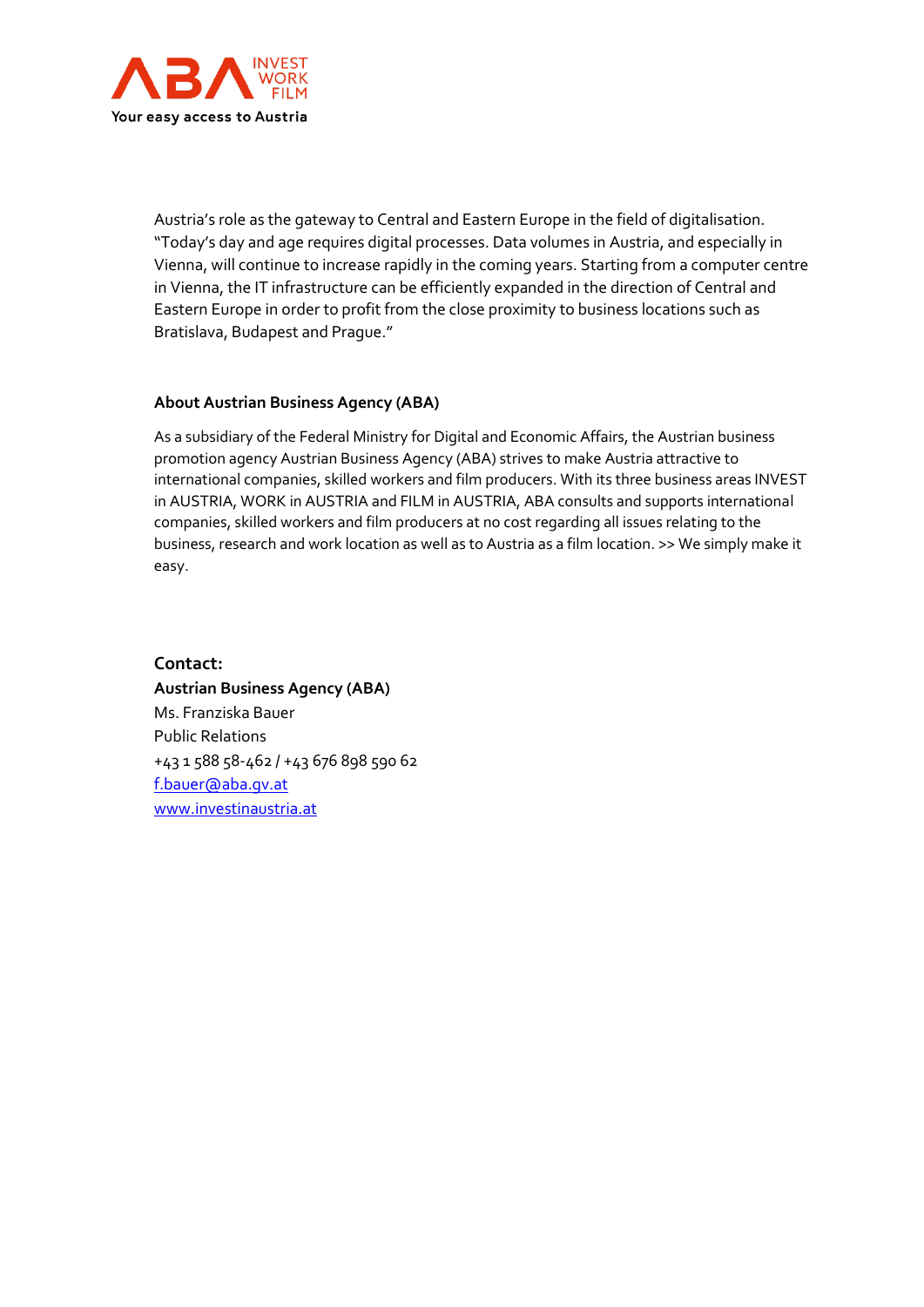Austria's role as the gateway to Central and Eastern Europe in the field of digitalisation. "Today's day and age requires digital processes. Data volumes in Austria, and especially in Vienna, will continue to increase rapidly in the coming years. Starting from a computer centre in Vienna, the IT infrastructure can be efficiently expanded in the direction of Central and Eastern Europe in order to profit from the close proximity to business locations such as Bratislava, Budapest and Prague."

**About Austrian Business Agency (ABA)**

As a subsidiary of the Federal Ministry for Digital and Economic Affairs, the Austrian business promotion agency Austrian Business Agency (ABA) strives to make Austria attractive to international companies, skilled workers and film producers. With its three business areas INVEST in AUSTRIA, WORK in AUSTRIA and FILM in AUSTRIA, ABA consults and supports international companies, skilled workers and film producers at no cost regarding all issues relating to the business, research and work location as well as to Austria as a film location. >> We simply make it easy.

**Contact:**
**Austrian Business Agency (ABA)**
Ms. Franziska Bauer
Public Relations
+43 1 588 58-462 / +43 676 898 590 62
f.bauer@aba.gv.at
www.investinaustria.at